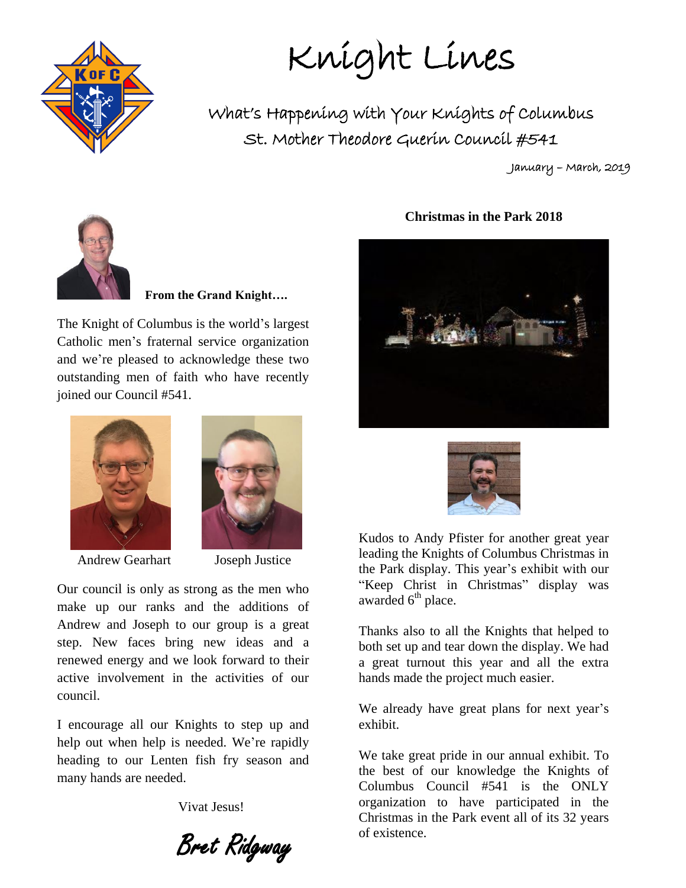# Knight Lines

## What's Happening with Your Knights of Columbus

## St. Mother Theodore Guerin Council #541

January – March, 2019

**From the Grand Knight….**

The Knight of Columbus is the world's largest Catholic men's fraternal service organization and we're pleased to acknowledge these two outstanding men of faith who have recently joined our Council #541.

Andrew Gearhart

Joseph Justice

Our council is only as strong as the men who make up our ranks and the additions of Andrew and Joseph to our group is a great step. New faces bring new ideas and a renewed energy and we look forward to their active involvement in the activities of our council.

I encourage all our Knights to step up and help out when help is needed. We're rapidly heading to our Lenten fish fry season and many hands are needed.

Vivat Jesus!

*Bret Ridgway*

**Christmas in the Park 2018**

Kudos to Andy Pfister for another great year leading the Knights of Columbus Christmas in the Park display. This year's exhibit with our "Keep Christ in Christmas" display was awarded 6th place.

Thanks also to all the Knights that helped to both set up and tear down the display. We had a great turnout this year and all the extra hands made the project much easier.

We already have great plans for next year's exhibit.

We take great pride in our annual exhibit. To the best of our knowledge the Knights of Columbus Council #541 is the ONLY organization to have participated in the Christmas in the Park event all of its 32 years of existence.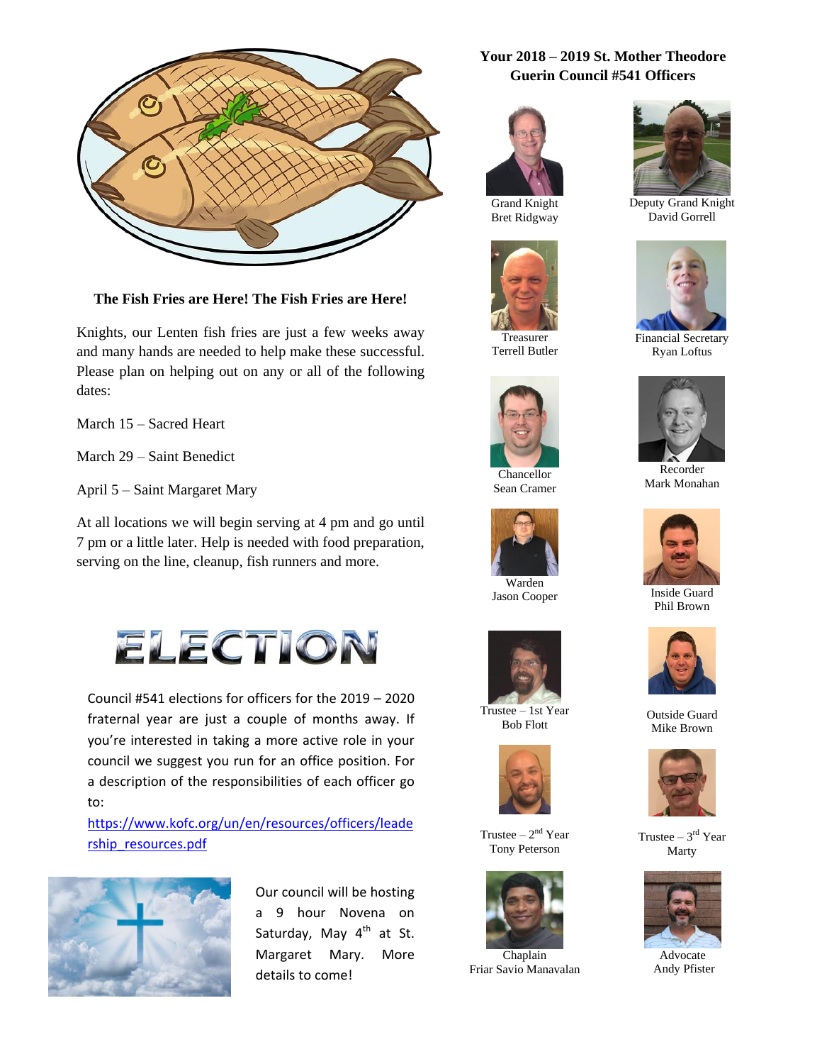**The Fish Fries are Here! The Fish Fries are Here!**

Knights, our Lenten fish fries are just a few weeks away and many hands are needed to help make these successful. Please plan on helping out on any or all of the following dates:

March 15 – Sacred Heart

March 29 – Saint Benedict

April 5 – Saint Margaret Mary

At all locations we will begin serving at 4 pm and go until 7 pm or a little later. Help is needed with food preparation, serving on the line, cleanup, fish runners and more.

# ELECTION

Council #541 elections for officers for the 2019 – 2020 fraternal year are just a couple of months away. If you're interested in taking a more active role in your council we suggest you run for an office position. For a description of the responsibilities of each officer go to:

https://www.kofc.org/un/en/resources/officers/leadership_resources.pdf

Our council will be hosting a 9 hour Novena on Saturday, May 4th at St. Margaret Mary. More details to come!

## Your 2018 – 2019 St. Mother Theodore Guerin Council #541 Officers

Grand Knight
Bret Ridgway

Deputy Grand Knight
David Gorrell

Treasurer
Terrell Butler

Financial Secretary
Ryan Loftus

Chancellor
Sean Cramer

Recorder
Mark Monahan

Warden
Jason Cooper

Inside Guard
Phil Brown

Trustee – 1st Year
Bob Flott

Outside Guard
Mike Brown

Trustee – 2nd Year
Tony Peterson

Trustee – 3rd Year
Marty

Chaplain
Friar Savio Manavalan

Advocate
Andy Pfister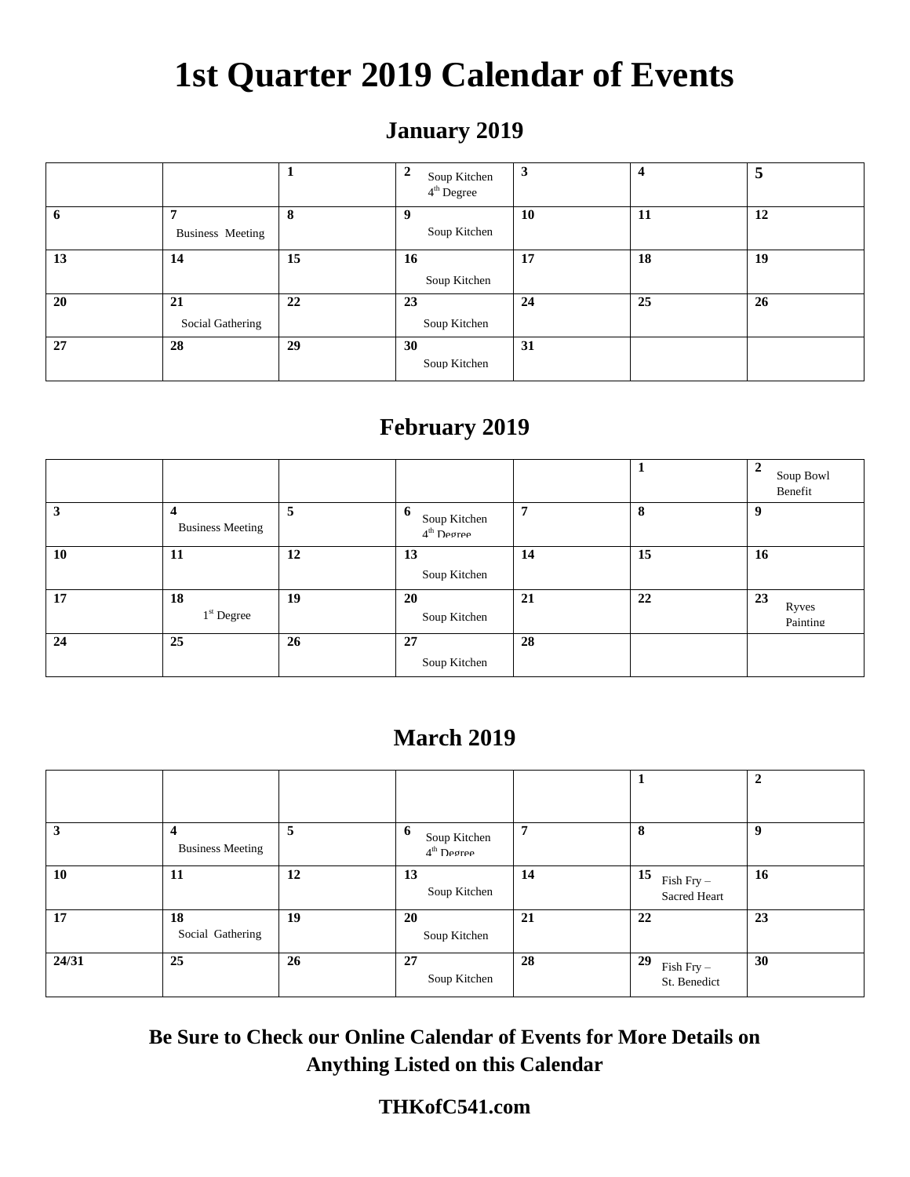# 1st Quarter 2019 Calendar of Events

## January 2019

| | | | | | | |
|---|---|---|---|---|---|---|
| | | **1** | **2** Soup Kitchen 4th Degree | **3** | **4** | **5** |
| **6** | **7** Business Meeting | **8** | **9** Soup Kitchen | **10** | **11** | **12** |
| **13** | **14** | **15** | **16** Soup Kitchen | **17** | **18** | **19** |
| **20** | **21** Social Gathering | **22** | **23** Soup Kitchen | **24** | **25** | **26** |
| **27** | **28** | **29** | **30** Soup Kitchen | **31** | | |

## February 2019

| | | | | | | |
|---|---|---|---|---|---|---|
| | | | | | **1** | **2** Soup Bowl Benefit |
| **3** | **4** Business Meeting | **5** | **6** Soup Kitchen 4th Degree | **7** | **8** | **9** |
| **10** | **11** | **12** | **13** Soup Kitchen | **14** | **15** | **16** |
| **17** | **18** 1st Degree | **19** | **20** Soup Kitchen | **21** | **22** | **23** Ryves Painting |
| **24** | **25** | **26** | **27** Soup Kitchen | **28** | | |

## March 2019

| | | | | | | |
|---|---|---|---|---|---|---|
| | | | | | **1** | **2** |
| **3** | **4** Business Meeting | **5** | **6** Soup Kitchen 4th Degree | **7** | **8** | **9** |
| **10** | **11** | **12** | **13** Soup Kitchen | **14** | **15** Fish Fry – Sacred Heart | **16** |
| **17** | **18** Social Gathering | **19** | **20** Soup Kitchen | **21** | **22** | **23** |
| **24/31** | **25** | **26** | **27** Soup Kitchen | **28** | **29** Fish Fry – St. Benedict | **30** |

**Be Sure to Check our Online Calendar of Events for More Details on Anything Listed on this Calendar**

**THKofC541.com**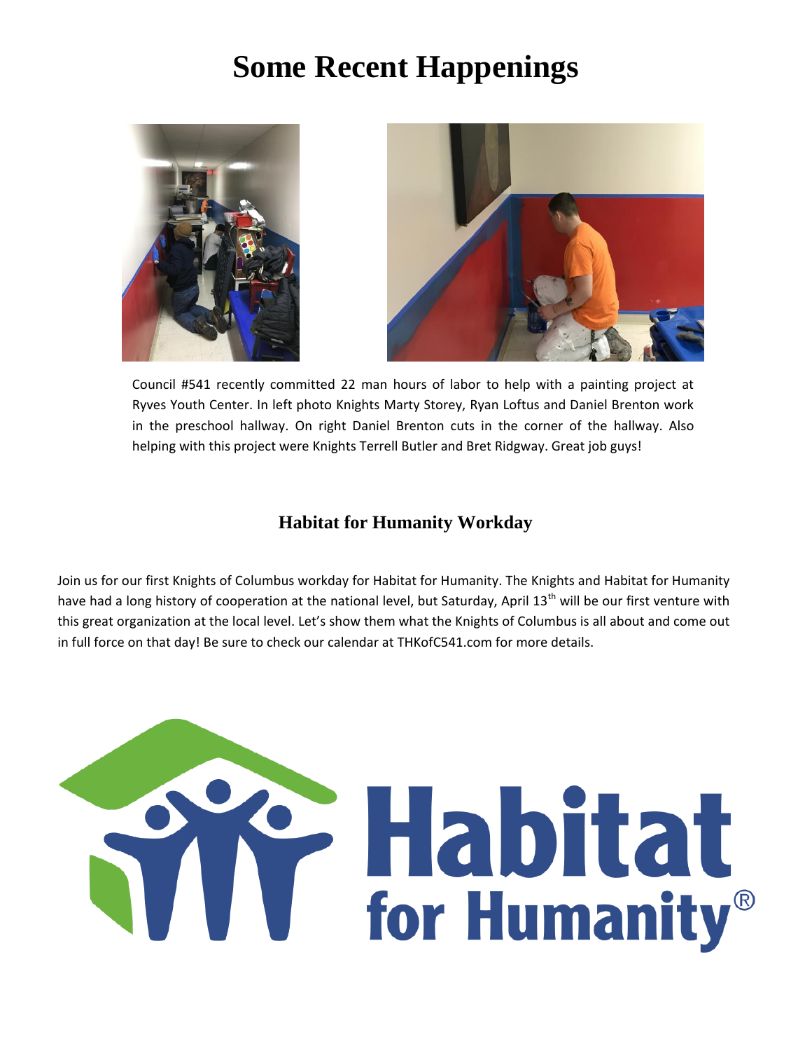# Some Recent Happenings

Council #541 recently committed 22 man hours of labor to help with a painting project at Ryves Youth Center. In left photo Knights Marty Storey, Ryan Loftus and Daniel Brenton work in the preschool hallway. On right Daniel Brenton cuts in the corner of the hallway. Also helping with this project were Knights Terrell Butler and Bret Ridgway. Great job guys!

## Habitat for Humanity Workday

Join us for our first Knights of Columbus workday for Habitat for Humanity. The Knights and Habitat for Humanity have had a long history of cooperation at the national level, but Saturday, April 13th will be our first venture with this great organization at the local level. Let's show them what the Knights of Columbus is all about and come out in full force on that day! Be sure to check our calendar at THKofC541.com for more details.

Habitat for Humanity®